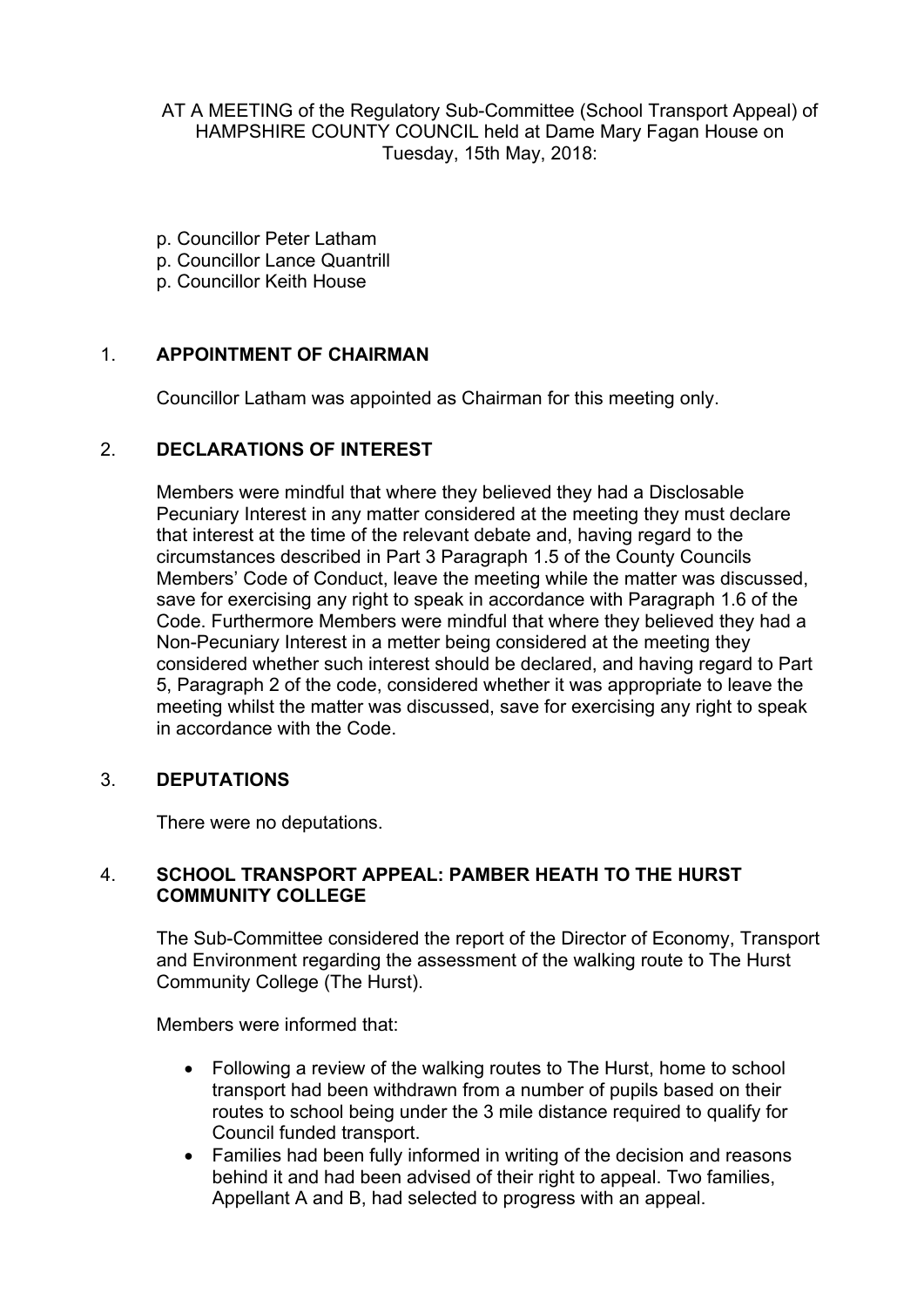AT A MEETING of the Regulatory Sub-Committee (School Transport Appeal) of HAMPSHIRE COUNTY COUNCIL held at Dame Mary Fagan House on Tuesday, 15th May, 2018:

p. Councillor Peter Latham
p. Councillor Lance Quantrill
p. Councillor Keith House

## 1. APPOINTMENT OF CHAIRMAN

Councillor Latham was appointed as Chairman for this meeting only.

## 2. DECLARATIONS OF INTEREST

Members were mindful that where they believed they had a Disclosable Pecuniary Interest in any matter considered at the meeting they must declare that interest at the time of the relevant debate and, having regard to the circumstances described in Part 3 Paragraph 1.5 of the County Councils Members' Code of Conduct, leave the meeting while the matter was discussed, save for exercising any right to speak in accordance with Paragraph 1.6 of the Code. Furthermore Members were mindful that where they believed they had a Non-Pecuniary Interest in a metter being considered at the meeting they considered whether such interest should be declared, and having regard to Part 5, Paragraph 2 of the code, considered whether it was appropriate to leave the meeting whilst the matter was discussed, save for exercising any right to speak in accordance with the Code.

## 3. DEPUTATIONS

There were no deputations.

## 4. SCHOOL TRANSPORT APPEAL: PAMBER HEATH TO THE HURST COMMUNITY COLLEGE

The Sub-Committee considered the report of the Director of Economy, Transport and Environment regarding the assessment of the walking route to The Hurst Community College (The Hurst).

Members were informed that:

- Following a review of the walking routes to The Hurst, home to school transport had been withdrawn from a number of pupils based on their routes to school being under the 3 mile distance required to qualify for Council funded transport.
- Families had been fully informed in writing of the decision and reasons behind it and had been advised of their right to appeal. Two families, Appellant A and B, had selected to progress with an appeal.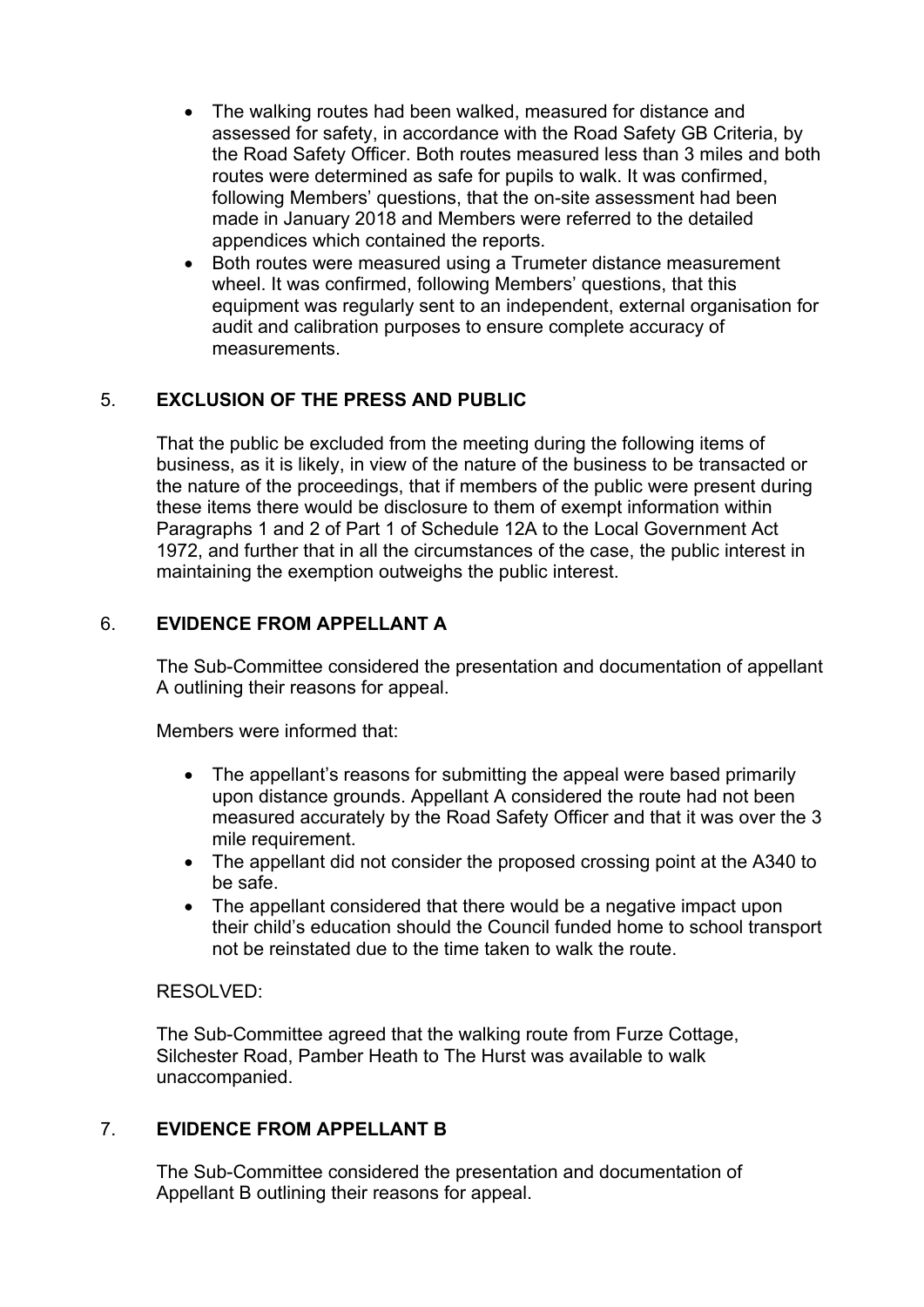- The walking routes had been walked, measured for distance and assessed for safety, in accordance with the Road Safety GB Criteria, by the Road Safety Officer. Both routes measured less than 3 miles and both routes were determined as safe for pupils to walk. It was confirmed, following Members' questions, that the on-site assessment had been made in January 2018 and Members were referred to the detailed appendices which contained the reports.
- Both routes were measured using a Trumeter distance measurement wheel. It was confirmed, following Members' questions, that this equipment was regularly sent to an independent, external organisation for audit and calibration purposes to ensure complete accuracy of measurements.

## 5. EXCLUSION OF THE PRESS AND PUBLIC

That the public be excluded from the meeting during the following items of business, as it is likely, in view of the nature of the business to be transacted or the nature of the proceedings, that if members of the public were present during these items there would be disclosure to them of exempt information within Paragraphs 1 and 2 of Part 1 of Schedule 12A to the Local Government Act 1972, and further that in all the circumstances of the case, the public interest in maintaining the exemption outweighs the public interest.

## 6. EVIDENCE FROM APPELLANT A

The Sub-Committee considered the presentation and documentation of appellant A outlining their reasons for appeal.

Members were informed that:

- The appellant's reasons for submitting the appeal were based primarily upon distance grounds. Appellant A considered the route had not been measured accurately by the Road Safety Officer and that it was over the 3 mile requirement.
- The appellant did not consider the proposed crossing point at the A340 to be safe.
- The appellant considered that there would be a negative impact upon their child's education should the Council funded home to school transport not be reinstated due to the time taken to walk the route.

RESOLVED:

The Sub-Committee agreed that the walking route from Furze Cottage, Silchester Road, Pamber Heath to The Hurst was available to walk unaccompanied.

## 7. EVIDENCE FROM APPELLANT B

The Sub-Committee considered the presentation and documentation of Appellant B outlining their reasons for appeal.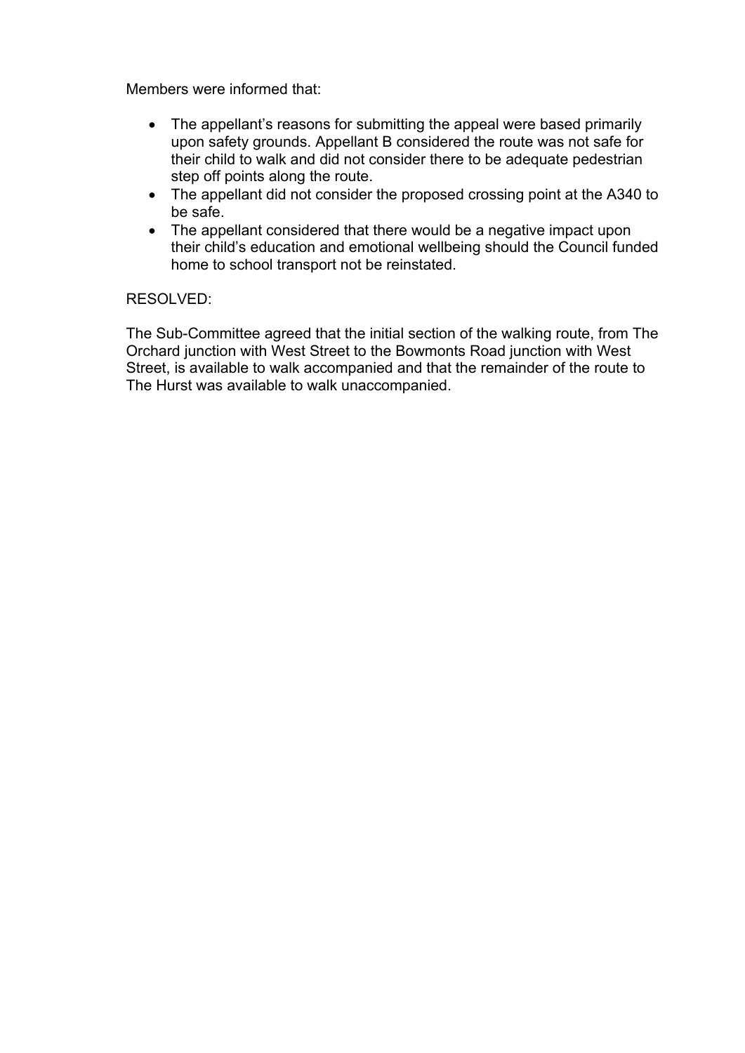Members were informed that:

- The appellant's reasons for submitting the appeal were based primarily upon safety grounds. Appellant B considered the route was not safe for their child to walk and did not consider there to be adequate pedestrian step off points along the route.
- The appellant did not consider the proposed crossing point at the A340 to be safe.
- The appellant considered that there would be a negative impact upon their child's education and emotional wellbeing should the Council funded home to school transport not be reinstated.

RESOLVED:

The Sub-Committee agreed that the initial section of the walking route, from The Orchard junction with West Street to the Bowmonts Road junction with West Street, is available to walk accompanied and that the remainder of the route to The Hurst was available to walk unaccompanied.